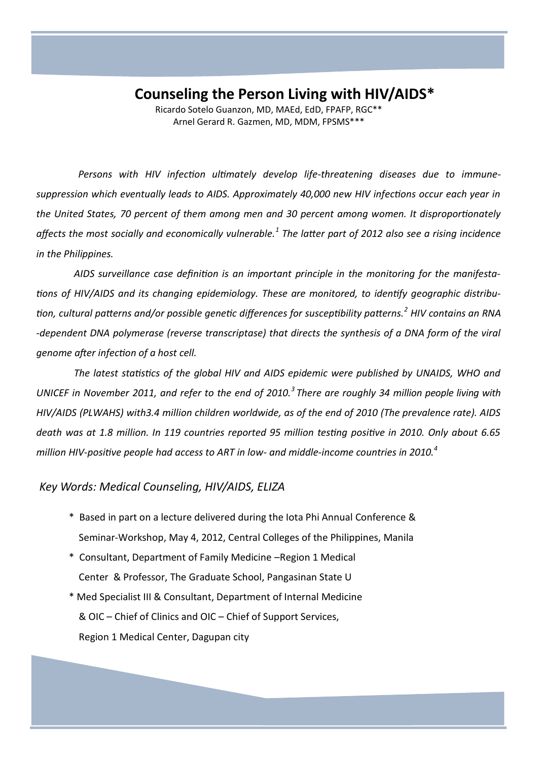# Counseling the Person Living with HIV/AIDS*

Ricardo Sotelo Guanzon, MD, MAEd, EdD, FPAFP, RGC**
Arnel Gerard R. Gazmen, MD, MDM, FPSMS***

*Persons with HIV infection ultimately develop life-threatening diseases due to immune-suppression which eventually leads to AIDS. Approximately 40,000 new HIV infections occur each year in the United States, 70 percent of them among men and 30 percent among women. It disproportionately affects the most socially and economically vulnerable.[1] The latter part of 2012 also see a rising incidence in the Philippines.*

*AIDS surveillance case definition is an important principle in the monitoring for the manifestations of HIV/AIDS and its changing epidemiology. These are monitored, to identify geographic distribution, cultural patterns and/or possible genetic differences for susceptibility patterns.[2] HIV contains an RNA -dependent DNA polymerase (reverse transcriptase) that directs the synthesis of a DNA form of the viral genome after infection of a host cell.*

*The latest statistics of the global HIV and AIDS epidemic were published by UNAIDS, WHO and UNICEF in November 2011, and refer to the end of 2010.[3] There are roughly 34 million people living with HIV/AIDS (PLWAHS) with3.4 million children worldwide, as of the end of 2010 (The prevalence rate). AIDS death was at 1.8 million. In 119 countries reported 95 million testing positive in 2010. Only about 6.65 million HIV-positive people had access to ART in low- and middle-income countries in 2010.[4]*

*Key Words: Medical Counseling, HIV/AIDS, ELIZA*

\* Based in part on a lecture delivered during the Iota Phi Annual Conference & Seminar-Workshop, May 4, 2012, Central Colleges of the Philippines, Manila

\* Consultant, Department of Family Medicine –Region 1 Medical Center & Professor, The Graduate School, Pangasinan State U

\* Med Specialist III & Consultant, Department of Internal Medicine & OIC – Chief of Clinics and OIC – Chief of Support Services, Region 1 Medical Center, Dagupan city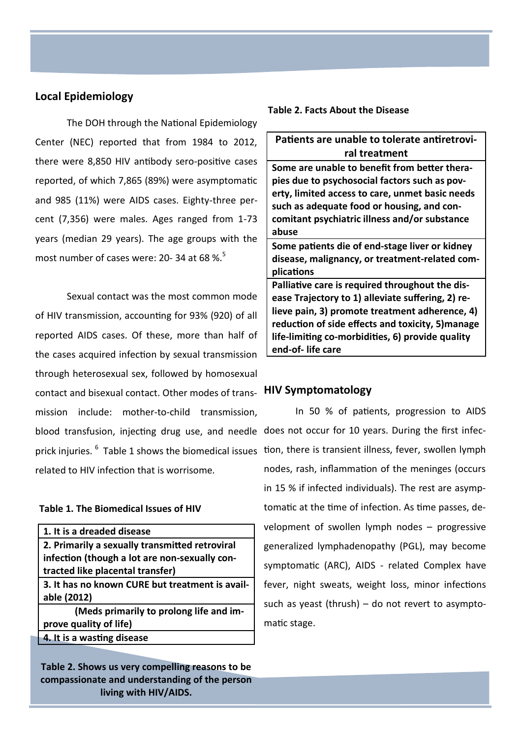## Local Epidemiology

The DOH through the National Epidemiology Center (NEC) reported that from 1984 to 2012, there were 8,850 HIV antibody sero-positive cases reported, of which 7,865 (89%) were asymptomatic and 985 (11%) were AIDS cases. Eighty-three percent (7,356) were males. Ages ranged from 1-73 years (median 29 years). The age groups with the most number of cases were: 20- 34 at 68 %.[5]

Sexual contact was the most common mode of HIV transmission, accounting for 93% (920) of all reported AIDS cases. Of these, more than half of the cases acquired infection by sexual transmission through heterosexual sex, followed by homosexual contact and bisexual contact. Other modes of transmission include: mother-to-child transmission, blood transfusion, injecting drug use, and needle prick injuries. [6] Table 1 shows the biomedical issues related to HIV infection that is worrisome.

**Table 1. The Biomedical Issues of HIV**

| |
|---|
| **1. It is a dreaded disease** |
| **2. Primarily a sexually transmitted retroviral infection (though a lot are non-sexually contracted like placental transfer)** |
| **3. It has no known CURE but treatment is available (2012)** |
| **(Meds primarily to prolong life and improve quality of life)** |
| **4. It is a wasting disease** |

**Table 2. Shows us very compelling reasons to be compassionate and understanding of the person living with HIV/AIDS.**

**Table 2. Facts About the Disease**

| **Patients are unable to tolerate antiretroviral treatment** |
|---|
| **Some are unable to benefit from better therapies due to psychosocial factors such as poverty, limited access to care, unmet basic needs such as adequate food or housing, and concomitant psychiatric illness and/or substance abuse** |
| **Some patients die of end-stage liver or kidney disease, malignancy, or treatment-related complications** |
| **Palliative care is required throughout the disease Trajectory to 1) alleviate suffering, 2) relieve pain, 3) promote treatment adherence, 4) reduction of side effects and toxicity, 5)manage life-limiting co-morbidities, 6) provide quality end-of- life care** |

## HIV Symptomatology

In 50 % of patients, progression to AIDS does not occur for 10 years. During the first infection, there is transient illness, fever, swollen lymph nodes, rash, inflammation of the meninges (occurs in 15 % if infected individuals). The rest are asymptomatic at the time of infection. As time passes, development of swollen lymph nodes – progressive generalized lymphadenopathy (PGL), may become symptomatic (ARC), AIDS - related Complex have fever, night sweats, weight loss, minor infections such as yeast (thrush) – do not revert to asymptomatic stage.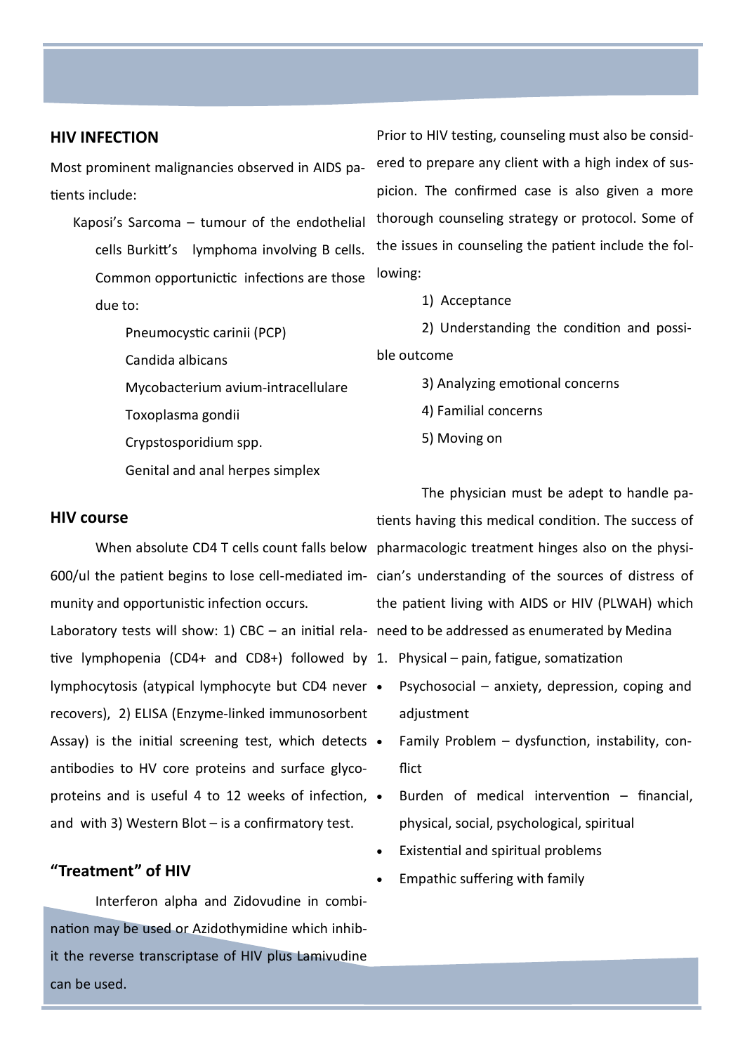## HIV INFECTION

Most prominent malignancies observed in AIDS patients include:

Kaposi's Sarcoma – tumour of the endothelial cells Burkitt's lymphoma involving B cells. Common opportunictic infections are those due to:

- Pneumocystic carinii (PCP)
- Candida albicans
- Mycobacterium avium-intracellulare
- Toxoplasma gondii
- Crypstosporidium spp.
- Genital and anal herpes simplex

## HIV course

When absolute CD4 T cells count falls below 600/ul the patient begins to lose cell-mediated immunity and opportunistic infection occurs.

Laboratory tests will show: 1) CBC – an initial relative lymphopenia (CD4+ and CD8+) followed by lymphocytosis (atypical lymphocyte but CD4 never recovers), 2) ELISA (Enzyme-linked immunosorbent Assay) is the initial screening test, which detects antibodies to HV core proteins and surface glycoproteins and is useful 4 to 12 weeks of infection, and with 3) Western Blot – is a confirmatory test.

## "Treatment" of HIV

Interferon alpha and Zidovudine in combination may be used or Azidothymidine which inhibit the reverse transcriptase of HIV plus Lamivudine can be used.

Prior to HIV testing, counseling must also be considered to prepare any client with a high index of suspicion. The confirmed case is also given a more thorough counseling strategy or protocol. Some of the issues in counseling the patient include the following:

1) Acceptance
2) Understanding the condition and possible outcome
3) Analyzing emotional concerns
4) Familial concerns
5) Moving on

The physician must be adept to handle patients having this medical condition. The success of pharmacologic treatment hinges also on the physician's understanding of the sources of distress of the patient living with AIDS or HIV (PLWAH) which need to be addressed as enumerated by Medina

1. Physical – pain, fatigue, somatization

- Psychosocial – anxiety, depression, coping and adjustment
- Family Problem – dysfunction, instability, conflict
- Burden of medical intervention – financial, physical, social, psychological, spiritual
- Existential and spiritual problems
- Empathic suffering with family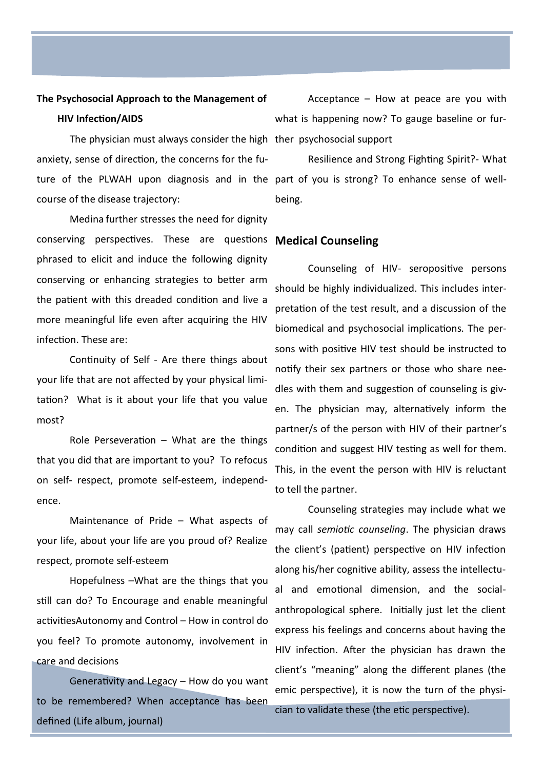**The Psychosocial Approach to the Management of HIV Infection/AIDS**

The physician must always consider the high anxiety, sense of direction, the concerns for the future of the PLWAH upon diagnosis and in the course of the disease trajectory:

Medina further stresses the need for dignity conserving perspectives. These are questions phrased to elicit and induce the following dignity conserving or enhancing strategies to better arm the patient with this dreaded condition and live a more meaningful life even after acquiring the HIV infection. These are:

Continuity of Self - Are there things about your life that are not affected by your physical limitation? What is it about your life that you value most?

Role Perseveration – What are the things that you did that are important to you? To refocus on self- respect, promote self-esteem, independence.

Maintenance of Pride – What aspects of your life, about your life are you proud of? Realize respect, promote self-esteem

Hopefulness –What are the things that you still can do? To Encourage and enable meaningful activitiesAutonomy and Control – How in control do you feel? To promote autonomy, involvement in care and decisions

Generativity and Legacy – How do you want to be remembered? When acceptance has been defined (Life album, journal)

Acceptance – How at peace are you with what is happening now? To gauge baseline or further psychosocial support

Resilience and Strong Fighting Spirit?- What part of you is strong? To enhance sense of well-being.

## Medical Counseling

Counseling of HIV- seropositive persons should be highly individualized. This includes interpretation of the test result, and a discussion of the biomedical and psychosocial implications. The persons with positive HIV test should be instructed to notify their sex partners or those who share needles with them and suggestion of counseling is given. The physician may, alternatively inform the partner/s of the person with HIV of their partner's condition and suggest HIV testing as well for them. This, in the event the person with HIV is reluctant to tell the partner.

Counseling strategies may include what we may call *semiotic counseling*. The physician draws the client's (patient) perspective on HIV infection along his/her cognitive ability, assess the intellectual and emotional dimension, and the social-anthropological sphere. Initially just let the client express his feelings and concerns about having the HIV infection. After the physician has drawn the client's "meaning" along the different planes (the emic perspective), it is now the turn of the physician to validate these (the etic perspective).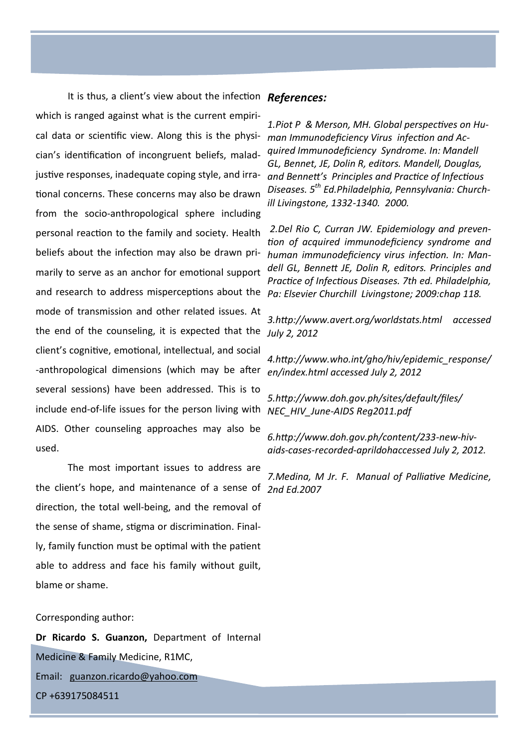It is thus, a client's view about the infection which is ranged against what is the current empirical data or scientific view. Along this is the physician's identification of incongruent beliefs, maladjustive responses, inadequate coping style, and irrational concerns. These concerns may also be drawn from the socio-anthropological sphere including personal reaction to the family and society. Health beliefs about the infection may also be drawn primarily to serve as an anchor for emotional support and research to address misperceptions about the mode of transmission and other related issues. At the end of the counseling, it is expected that the client's cognitive, emotional, intellectual, and social-anthropological dimensions (which may be after several sessions) have been addressed. This is to include end-of-life issues for the person living with AIDS. Other counseling approaches may also be used.

The most important issues to address are the client's hope, and maintenance of a sense of direction, the total well-being, and the removal of the sense of shame, stigma or discrimination. Finally, family function must be optimal with the patient able to address and face his family without guilt, blame or shame.

Corresponding author:

**Dr Ricardo S. Guanzon,** Department of Internal Medicine & Family Medicine, R1MC,

Email: guanzon.ricardo@yahoo.com

CP +639175084511

### *References:*

*1.Piot P & Merson, MH. Global perspectives on Human Immunodeficiency Virus infection and Acquired Immunodeficiency Syndrome. In: Mandell GL, Bennet, JE, Dolin R, editors. Mandell, Douglas, and Bennett's Principles and Practice of Infectious Diseases. 5th Ed.Philadelphia, Pennsylvania: Churchill Livingstone, 1332-1340. 2000.*

*2.Del Rio C, Curran JW. Epidemiology and prevention of acquired immunodeficiency syndrome and human immunodeficiency virus infection. In: Mandell GL, Bennett JE, Dolin R, editors. Principles and Practice of Infectious Diseases. 7th ed. Philadelphia, Pa: Elsevier Churchill Livingstone; 2009:chap 118.*

*3.http://www.avert.org/worldstats.html accessed July 2, 2012*

*4.http://www.who.int/gho/hiv/epidemic_response/en/index.html accessed July 2, 2012*

*5.http://www.doh.gov.ph/sites/default/files/NEC_HIV_June-AIDS Reg2011.pdf*

*6.http://www.doh.gov.ph/content/233-new-hiv-aids-cases-recorded-aprildohaccessed July 2, 2012.*

*7.Medina, M Jr. F. Manual of Palliative Medicine, 2nd Ed.2007*